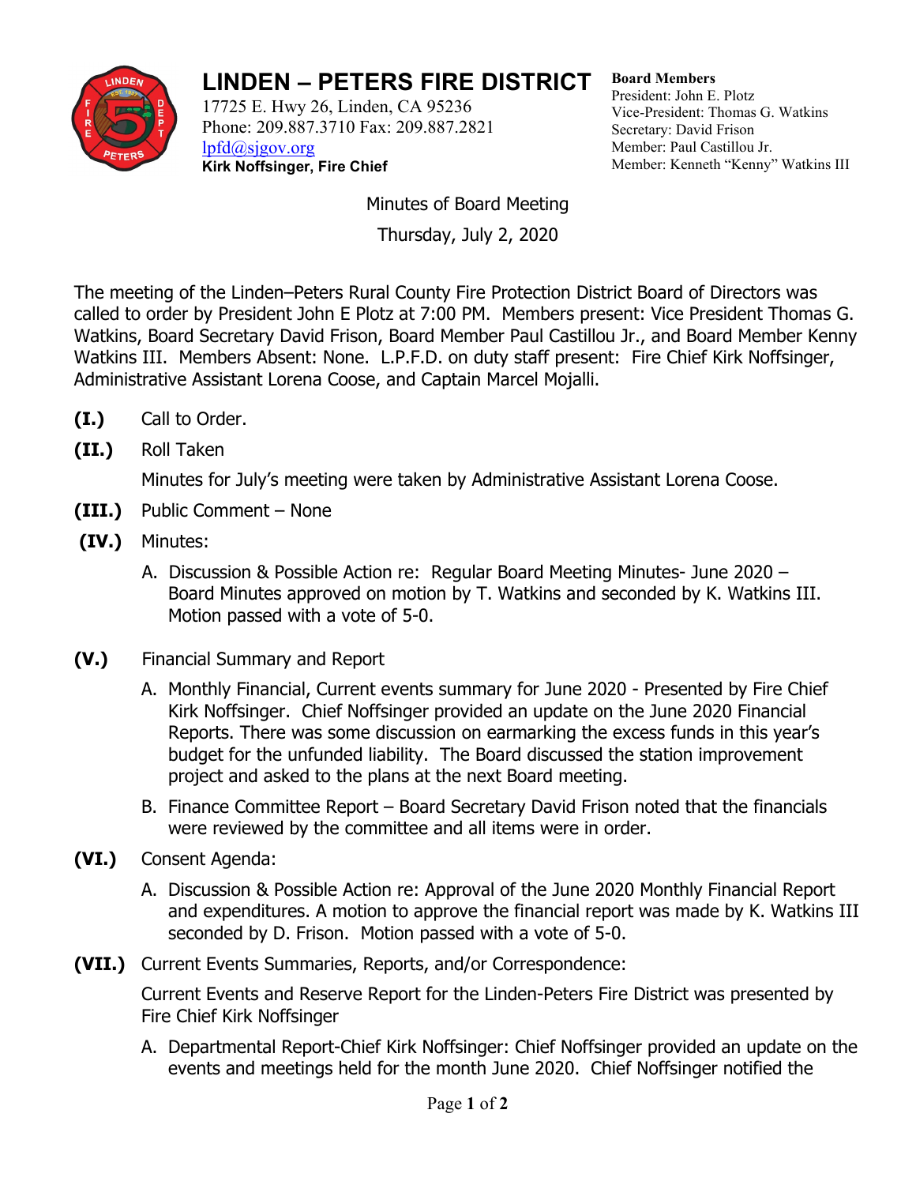# LINDEN – PETERS FIRE DISTRICT

17725 E. Hwy 26, Linden, CA 95236
Phone: 209.887.3710 Fax: 209.887.2821
lpfd@sjgov.org
**Kirk Noffsinger, Fire Chief**

**Board Members**
President: John E. Plotz
Vice-President: Thomas G. Watkins
Secretary: David Frison
Member: Paul Castillou Jr.
Member: Kenneth "Kenny" Watkins III

Minutes of Board Meeting

Thursday, July 2, 2020

The meeting of the Linden–Peters Rural County Fire Protection District Board of Directors was called to order by President John E Plotz at 7:00 PM. Members present: Vice President Thomas G. Watkins, Board Secretary David Frison, Board Member Paul Castillou Jr., and Board Member Kenny Watkins III. Members Absent: None. L.P.F.D. on duty staff present: Fire Chief Kirk Noffsinger, Administrative Assistant Lorena Coose, and Captain Marcel Mojalli.

**(I.)** Call to Order.

**(II.)** Roll Taken

Minutes for July's meeting were taken by Administrative Assistant Lorena Coose.

**(III.)** Public Comment – None

**(IV.)** Minutes:

A. Discussion & Possible Action re: Regular Board Meeting Minutes- June 2020 – Board Minutes approved on motion by T. Watkins and seconded by K. Watkins III. Motion passed with a vote of 5-0.

**(V.)** Financial Summary and Report

A. Monthly Financial, Current events summary for June 2020 - Presented by Fire Chief Kirk Noffsinger. Chief Noffsinger provided an update on the June 2020 Financial Reports. There was some discussion on earmarking the excess funds in this year's budget for the unfunded liability. The Board discussed the station improvement project and asked to the plans at the next Board meeting.

B. Finance Committee Report – Board Secretary David Frison noted that the financials were reviewed by the committee and all items were in order.

**(VI.)** Consent Agenda:

A. Discussion & Possible Action re: Approval of the June 2020 Monthly Financial Report and expenditures. A motion to approve the financial report was made by K. Watkins III seconded by D. Frison. Motion passed with a vote of 5-0.

**(VII.)** Current Events Summaries, Reports, and/or Correspondence:

Current Events and Reserve Report for the Linden-Peters Fire District was presented by Fire Chief Kirk Noffsinger

A. Departmental Report-Chief Kirk Noffsinger: Chief Noffsinger provided an update on the events and meetings held for the month June 2020. Chief Noffsinger notified the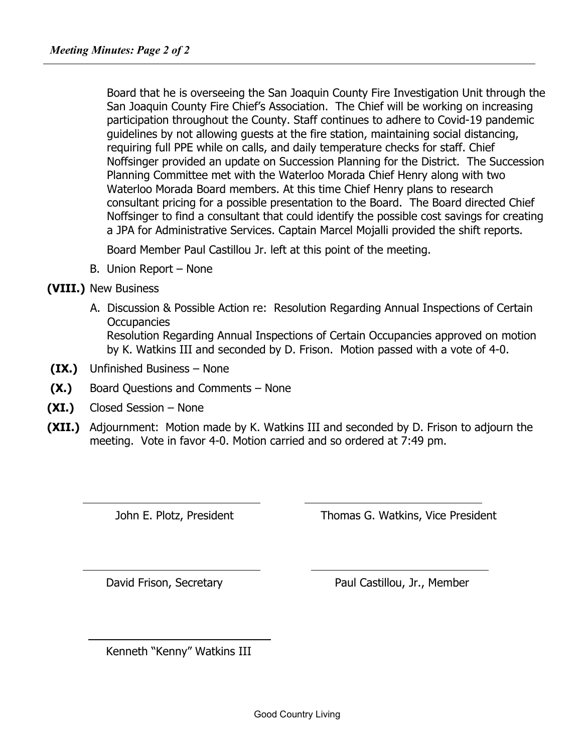Board that he is overseeing the San Joaquin County Fire Investigation Unit through the San Joaquin County Fire Chief's Association. The Chief will be working on increasing participation throughout the County. Staff continues to adhere to Covid-19 pandemic guidelines by not allowing guests at the fire station, maintaining social distancing, requiring full PPE while on calls, and daily temperature checks for staff. Chief Noffsinger provided an update on Succession Planning for the District. The Succession Planning Committee met with the Waterloo Morada Chief Henry along with two Waterloo Morada Board members. At this time Chief Henry plans to research consultant pricing for a possible presentation to the Board. The Board directed Chief Noffsinger to find a consultant that could identify the possible cost savings for creating a JPA for Administrative Services. Captain Marcel Mojalli provided the shift reports.

Board Member Paul Castillou Jr. left at this point of the meeting.

B. Union Report – None

**(VIII.)** New Business

A. Discussion & Possible Action re: Resolution Regarding Annual Inspections of Certain Occupancies
Resolution Regarding Annual Inspections of Certain Occupancies approved on motion by K. Watkins III and seconded by D. Frison. Motion passed with a vote of 4-0.

**(IX.)** Unfinished Business – None

**(X.)** Board Questions and Comments – None

**(XI.)** Closed Session – None

**(XII.)** Adjournment: Motion made by K. Watkins III and seconded by D. Frison to adjourn the meeting. Vote in favor 4-0. Motion carried and so ordered at 7:49 pm.

John E. Plotz, President

Thomas G. Watkins, Vice President

David Frison, Secretary

Paul Castillou, Jr., Member

Kenneth "Kenny" Watkins III

Good Country Living